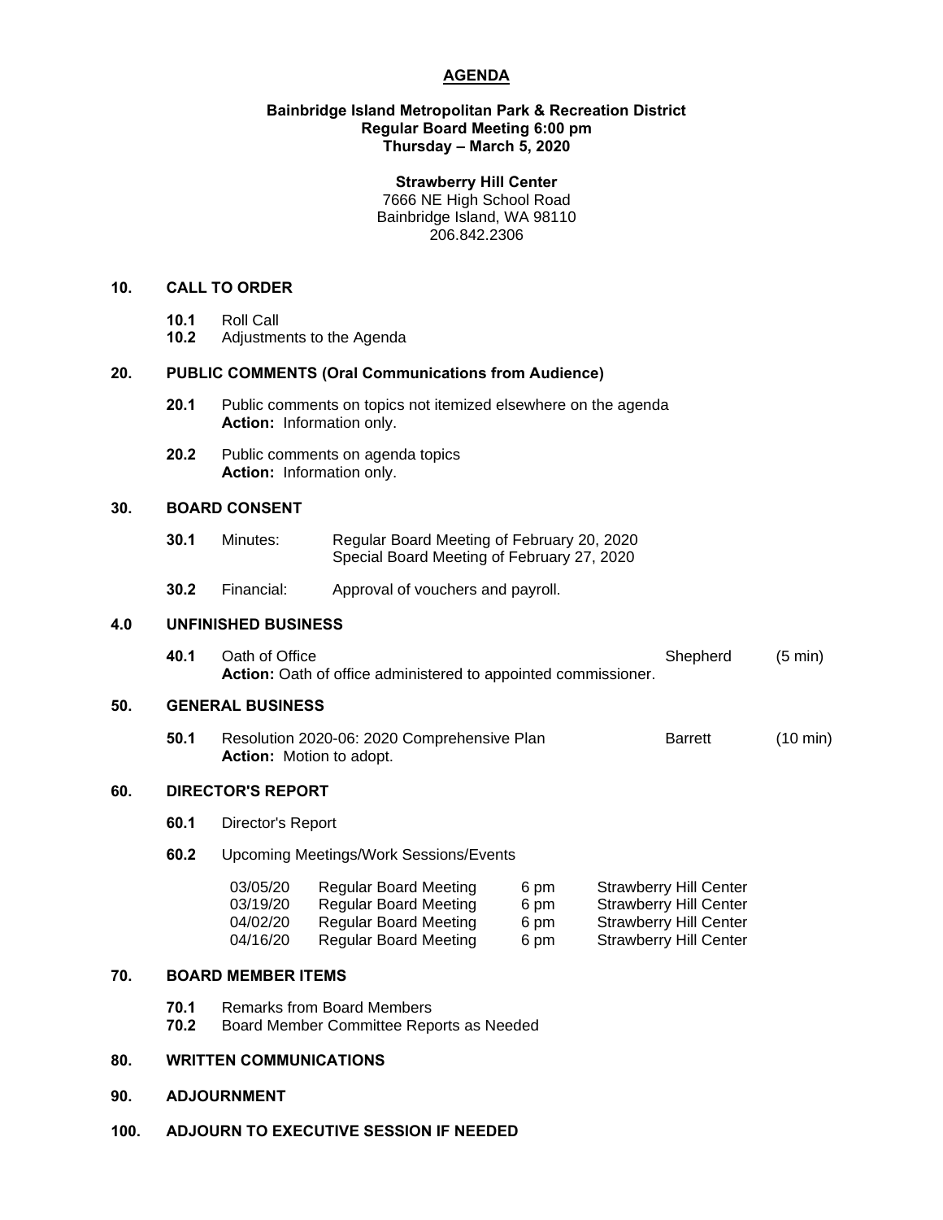# AGENDA

**Bainbridge Island Metropolitan Park & Recreation District**
**Regular Board Meeting 6:00 pm**
**Thursday – March 5, 2020**

**Strawberry Hill Center**
7666 NE High School Road
Bainbridge Island, WA 98110
206.842.2306

## 10. CALL TO ORDER

- **10.1** Roll Call
- **10.2** Adjustments to the Agenda

## 20. PUBLIC COMMENTS (Oral Communications from Audience)

- **20.1** Public comments on topics not itemized elsewhere on the agenda
  **Action:** Information only.
- **20.2** Public comments on agenda topics
  **Action:** Information only.

## 30. BOARD CONSENT

- **30.1** Minutes: Regular Board Meeting of February 20, 2020
  Special Board Meeting of February 27, 2020
- **30.2** Financial: Approval of vouchers and payroll.

## 4.0 UNFINISHED BUSINESS

- **40.1** Oath of Office — Shepherd (5 min)
  **Action:** Oath of office administered to appointed commissioner.

## 50. GENERAL BUSINESS

- **50.1** Resolution 2020-06: 2020 Comprehensive Plan — Barrett (10 min)
  **Action:** Motion to adopt.

## 60. DIRECTOR'S REPORT

- **60.1** Director's Report
- **60.2** Upcoming Meetings/Work Sessions/Events

| | | | |
|---|---|---|---|
| 03/05/20 | Regular Board Meeting | 6 pm | Strawberry Hill Center |
| 03/19/20 | Regular Board Meeting | 6 pm | Strawberry Hill Center |
| 04/02/20 | Regular Board Meeting | 6 pm | Strawberry Hill Center |
| 04/16/20 | Regular Board Meeting | 6 pm | Strawberry Hill Center |

## 70. BOARD MEMBER ITEMS

- **70.1** Remarks from Board Members
- **70.2** Board Member Committee Reports as Needed

## 80. WRITTEN COMMUNICATIONS

## 90. ADJOURNMENT

## 100. ADJOURN TO EXECUTIVE SESSION IF NEEDED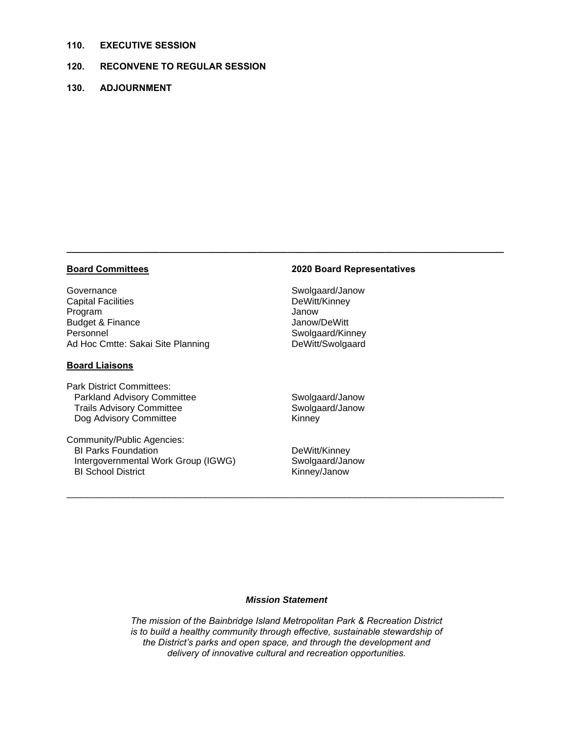**110. EXECUTIVE SESSION**

**120. RECONVENE TO REGULAR SESSION**

**130. ADJOURNMENT**

---

| **Board Committees** | **2020 Board Representatives** |
|---|---|
| Governance | Swolgaard/Janow |
| Capital Facilities | DeWitt/Kinney |
| Program | Janow |
| Budget & Finance | Janow/DeWitt |
| Personnel | Swolgaard/Kinney |
| Ad Hoc Cmtte: Sakai Site Planning | DeWitt/Swolgaard |

**Board Liaisons**

| | |
|---|---|
| Park District Committees: | |
| Parkland Advisory Committee | Swolgaard/Janow |
| Trails Advisory Committee | Swolgaard/Janow |
| Dog Advisory Committee | Kinney |
| Community/Public Agencies: | |
| BI Parks Foundation | DeWitt/Kinney |
| Intergovernmental Work Group (IGWG) | Swolgaard/Janow |
| BI School District | Kinney/Janow |

---

***Mission Statement***

*The mission of the Bainbridge Island Metropolitan Park & Recreation District is to build a healthy community through effective, sustainable stewardship of the District's parks and open space, and through the development and delivery of innovative cultural and recreation opportunities.*